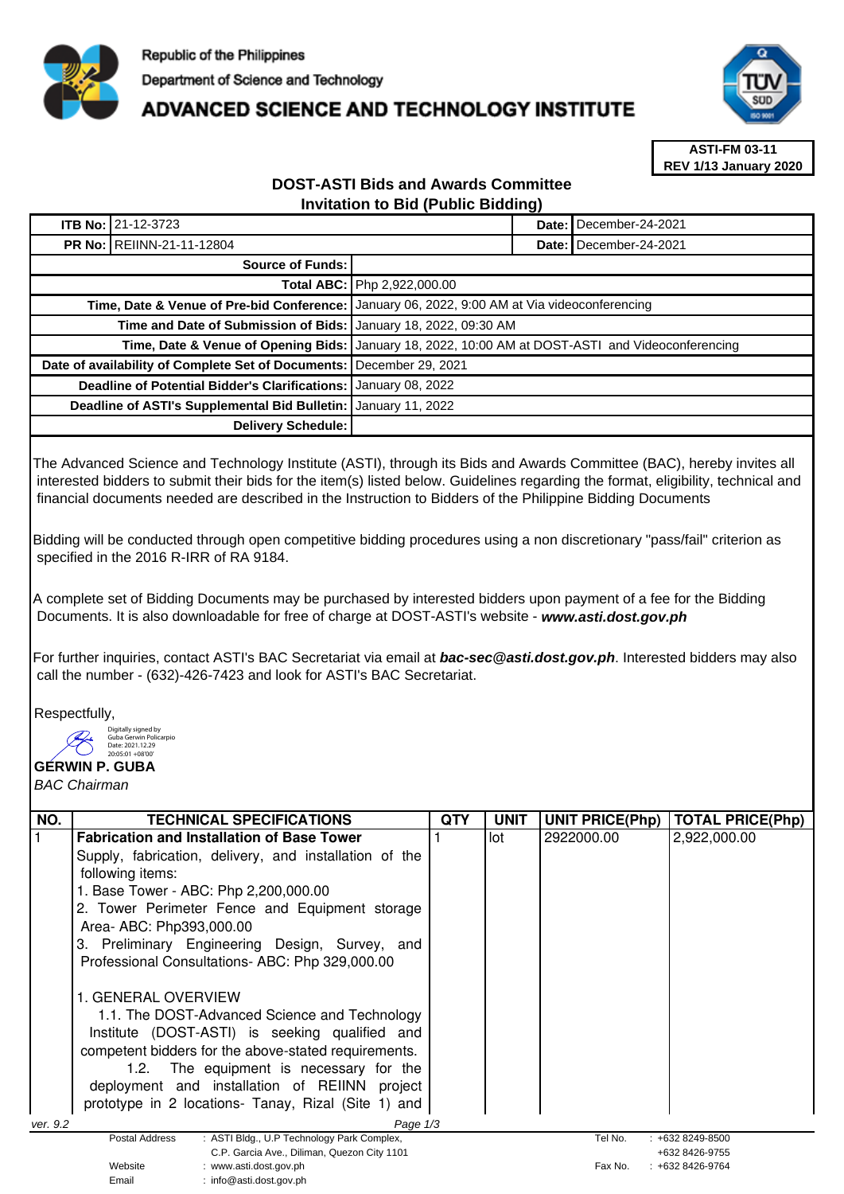Republic of the Philippines

Department of Science and Technology

# ADVANCED SCIENCE AND TECHNOLOGY INSTITUTE

**ASTI-FM 03-11**
**REV 1/13 January 2020**

## DOST-ASTI Bids and Awards Committee
## Invitation to Bid (Public Bidding)

| | | | |
|---|---|---|---|
| **ITB No:** | 21-12-3723 | **Date:** | December-24-2021 |
| **PR No:** | REIINN-21-11-12804 | **Date:** | December-24-2021 |
| **Source of Funds:** | | | |
| **Total ABC:** | Php 2,922,000.00 | | |
| **Time, Date & Venue of Pre-bid Conference:** | January 06, 2022, 9:00 AM at Via videoconferencing | | |
| **Time and Date of Submission of Bids:** | January 18, 2022, 09:30 AM | | |
| **Time, Date & Venue of Opening Bids:** | January 18, 2022, 10:00 AM at DOST-ASTI and Videoconferencing | | |
| **Date of availability of Complete Set of Documents:** | December 29, 2021 | | |
| **Deadline of Potential Bidder's Clarifications:** | January 08, 2022 | | |
| **Deadline of ASTI's Supplemental Bid Bulletin:** | January 11, 2022 | | |
| **Delivery Schedule:** | | | |

The Advanced Science and Technology Institute (ASTI), through its Bids and Awards Committee (BAC), hereby invites all interested bidders to submit their bids for the item(s) listed below. Guidelines regarding the format, eligibility, technical and financial documents needed are described in the Instruction to Bidders of the Philippine Bidding Documents

Bidding will be conducted through open competitive bidding procedures using a non discretionary "pass/fail" criterion as specified in the 2016 R-IRR of RA 9184.

A complete set of Bidding Documents may be purchased by interested bidders upon payment of a fee for the Bidding Documents. It is also downloadable for free of charge at DOST-ASTI's website - ***www.asti.dost.gov.ph***

For further inquiries, contact ASTI's BAC Secretariat via email at ***bac-sec@asti.dost.gov.ph***. Interested bidders may also call the number - (632)-426-7423 and look for ASTI's BAC Secretariat.

Respectfully,

Digitally signed by Guba Gerwin Policarpio
Date: 2021.12.29 20:05:01 +08'00'

**GERWIN P. GUBA**
*BAC Chairman*

| NO. | TECHNICAL SPECIFICATIONS | QTY | UNIT | UNIT PRICE(Php) | TOTAL PRICE(Php) |
|---|---|---|---|---|---|
| 1 | **Fabrication and Installation of Base Tower**<br>Supply, fabrication, delivery, and installation of the following items:<br>1. Base Tower - ABC: Php 2,200,000.00<br>2. Tower Perimeter Fence and Equipment storage Area- ABC: Php393,000.00<br>3. Preliminary Engineering Design, Survey, and Professional Consultations- ABC: Php 329,000.00<br><br>1. GENERAL OVERVIEW<br>1.1. The DOST-Advanced Science and Technology Institute (DOST-ASTI) is seeking qualified and competent bidders for the above-stated requirements.<br>1.2. The equipment is necessary for the deployment and installation of REIINN project prototype in 2 locations- Tanay, Rizal (Site 1) and | 1 | lot | 2922000.00 | 2,922,000.00 |

ver. 9.2

| | | | |
|---|---|---|---|
| Postal Address | : ASTI Bldg., U.P Technology Park Complex, C.P. Garcia Ave., Diliman, Quezon City 1101 | Tel No. | : +632 8249-8500<br>+632 8426-9755 |
| Website | : www.asti.dost.gov.ph | Fax No. | : +632 8426-9764 |
| Email | : info@asti.dost.gov.ph | | |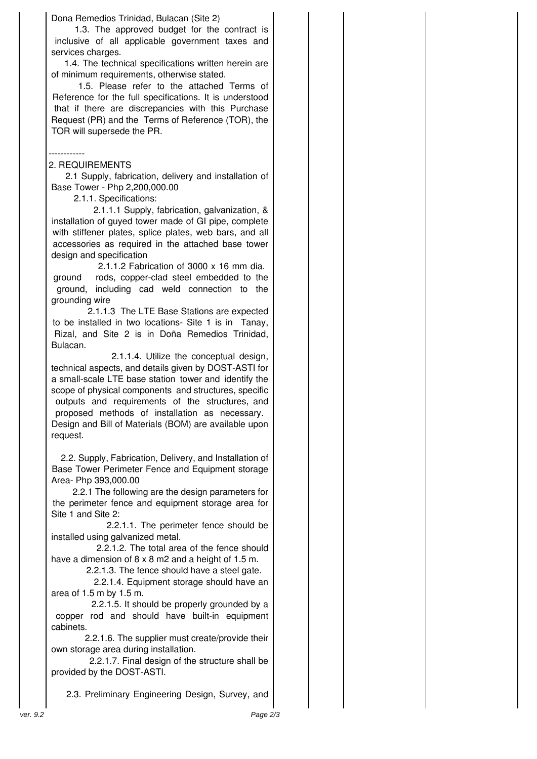Dona Remedios Trinidad, Bulacan (Site 2)

1.3. The approved budget for the contract is inclusive of all applicable government taxes and services charges.

1.4. The technical specifications written herein are of minimum requirements, otherwise stated.

1.5. Please refer to the attached Terms of Reference for the full specifications. It is understood that if there are discrepancies with this Purchase Request (PR) and the Terms of Reference (TOR), the TOR will supersede the PR.

------------

2. REQUIREMENTS

2.1 Supply, fabrication, delivery and installation of Base Tower - Php 2,200,000.00

2.1.1. Specifications:

2.1.1.1 Supply, fabrication, galvanization, & installation of guyed tower made of GI pipe, complete with stiffener plates, splice plates, web bars, and all accessories as required in the attached base tower design and specification

2.1.1.2 Fabrication of 3000 x 16 mm dia. ground rods, copper-clad steel embedded to the ground, including cad weld connection to the grounding wire

2.1.1.3 The LTE Base Stations are expected to be installed in two locations- Site 1 is in Tanay, Rizal, and Site 2 is in Doña Remedios Trinidad, Bulacan.

2.1.1.4. Utilize the conceptual design, technical aspects, and details given by DOST-ASTI for a small-scale LTE base station tower and identify the scope of physical components and structures, specific outputs and requirements of the structures, and proposed methods of installation as necessary. Design and Bill of Materials (BOM) are available upon request.

2.2. Supply, Fabrication, Delivery, and Installation of Base Tower Perimeter Fence and Equipment storage Area- Php 393,000.00

2.2.1 The following are the design parameters for the perimeter fence and equipment storage area for Site 1 and Site 2:

2.2.1.1. The perimeter fence should be installed using galvanized metal.

2.2.1.2. The total area of the fence should have a dimension of 8 x 8 m2 and a height of 1.5 m.

2.2.1.3. The fence should have a steel gate.

2.2.1.4. Equipment storage should have an area of 1.5 m by 1.5 m.

2.2.1.5. It should be properly grounded by a copper rod and should have built-in equipment cabinets.

2.2.1.6. The supplier must create/provide their own storage area during installation.

2.2.1.7. Final design of the structure shall be provided by the DOST-ASTI.

2.3. Preliminary Engineering Design, Survey, and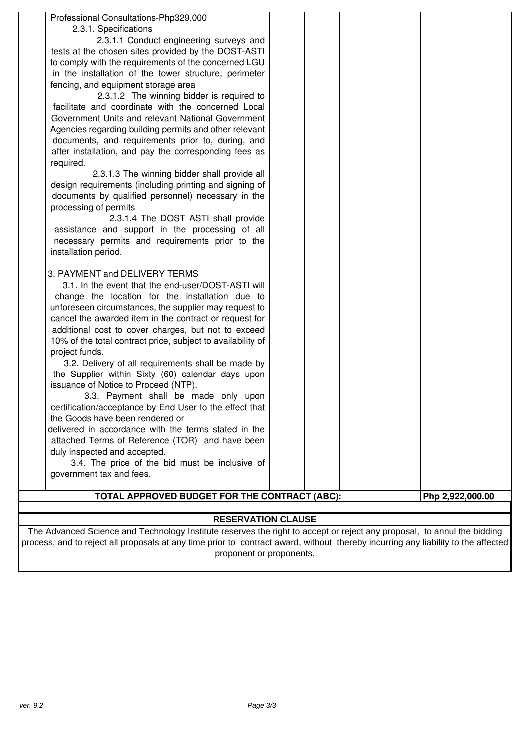| | | | | |
|---|---|---|---|---|
| Professional Consultations-Php329,000<br>2.3.1. Specifications<br>2.3.1.1 Conduct engineering surveys and tests at the chosen sites provided by the DOST-ASTI to comply with the requirements of the concerned LGU in the installation of the tower structure, perimeter fencing, and equipment storage area<br>2.3.1.2 The winning bidder is required to facilitate and coordinate with the concerned Local Government Units and relevant National Government Agencies regarding building permits and other relevant documents, and requirements prior to, during, and after installation, and pay the corresponding fees as required.<br>2.3.1.3 The winning bidder shall provide all design requirements (including printing and signing of documents by qualified personnel) necessary in the processing of permits<br>2.3.1.4 The DOST ASTI shall provide assistance and support in the processing of all necessary permits and requirements prior to the installation period.<br><br>3. PAYMENT and DELIVERY TERMS<br>3.1. In the event that the end-user/DOST-ASTI will change the location for the installation due to unforeseen circumstances, the supplier may request to cancel the awarded item in the contract or request for additional cost to cover charges, but not to exceed 10% of the total contract price, subject to availability of project funds.<br>3.2. Delivery of all requirements shall be made by the Supplier within Sixty (60) calendar days upon issuance of Notice to Proceed (NTP).<br>3.3. Payment shall be made only upon certification/acceptance by End User to the effect that the Goods have been rendered or delivered in accordance with the terms stated in the attached Terms of Reference (TOR) and have been duly inspected and accepted.<br>3.4. The price of the bid must be inclusive of government tax and fees. | | | | |
| **TOTAL APPROVED BUDGET FOR THE CONTRACT (ABC):** | | | | **Php 2,922,000.00** |

**RESERVATION CLAUSE**

The Advanced Science and Technology Institute reserves the right to accept or reject any proposal, to annul the bidding process, and to reject all proposals at any time prior to contract award, without thereby incurring any liability to the affected proponent or proponents.

ver. 9.2